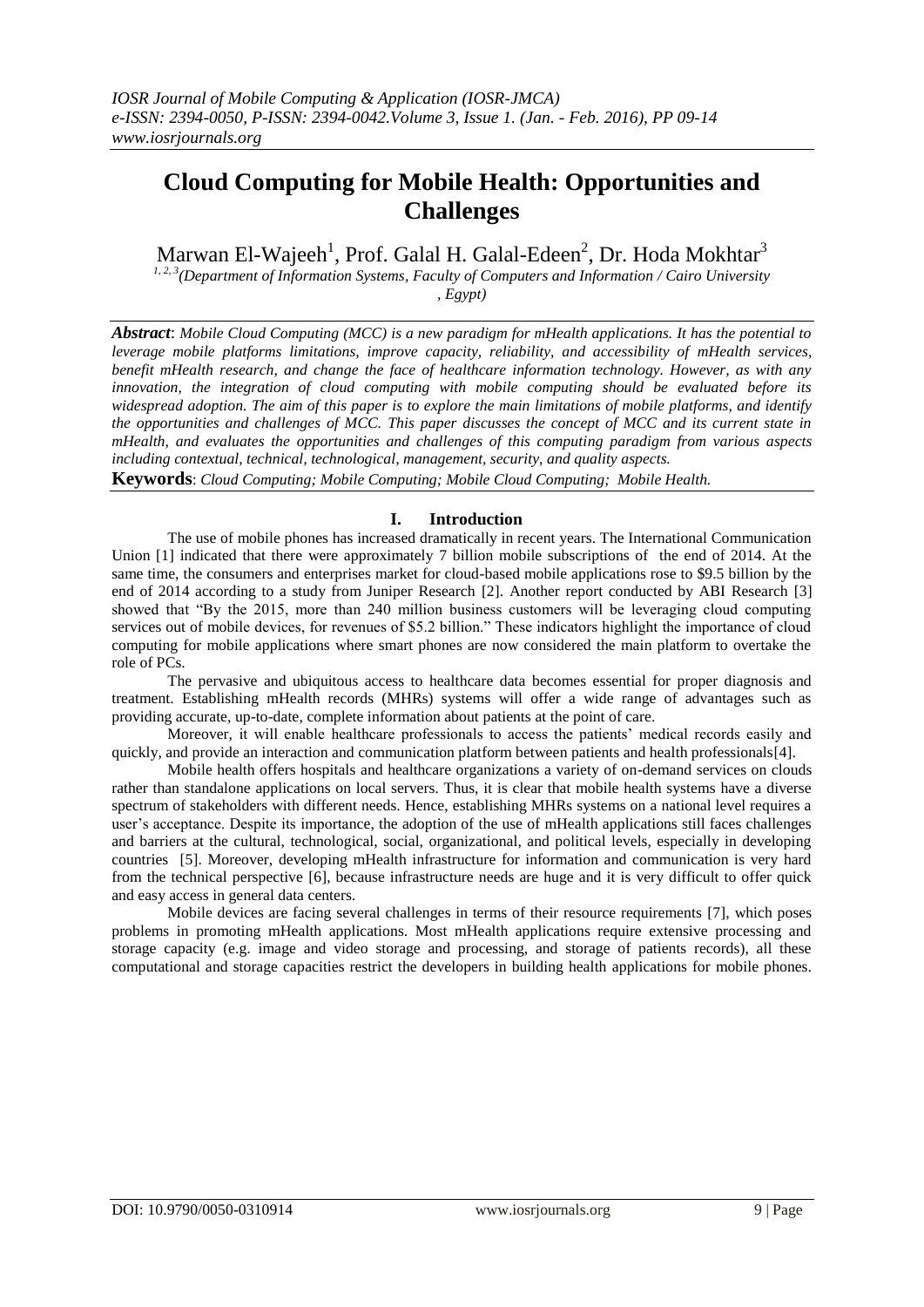# Cloud Computing for Mobile Health: Opportunities and Challenges

Marwan El-Wajeeh[1], Prof. Galal H. Galal-Edeen[2], Dr. Hoda Mokhtar[3]

[1, 2, 3]*(Department of Information Systems, Faculty of Computers and Information / Cairo University , Egypt)*

***Abstract***: *Mobile Cloud Computing (MCC) is a new paradigm for mHealth applications. It has the potential to leverage mobile platforms limitations, improve capacity, reliability, and accessibility of mHealth services, benefit mHealth research, and change the face of healthcare information technology. However, as with any innovation, the integration of cloud computing with mobile computing should be evaluated before its widespread adoption. The aim of this paper is to explore the main limitations of mobile platforms, and identify the opportunities and challenges of MCC. This paper discusses the concept of MCC and its current state in mHealth, and evaluates the opportunities and challenges of this computing paradigm from various aspects including contextual, technical, technological, management, security, and quality aspects.*

**Keywords**: *Cloud Computing; Mobile Computing; Mobile Cloud Computing; Mobile Health.*

## I. Introduction

The use of mobile phones has increased dramatically in recent years. The International Communication Union [1] indicated that there were approximately 7 billion mobile subscriptions of the end of 2014. At the same time, the consumers and enterprises market for cloud-based mobile applications rose to $9.5 billion by the end of 2014 according to a study from Juniper Research [2]. Another report conducted by ABI Research [3] showed that "By the 2015, more than 240 million business customers will be leveraging cloud computing services out of mobile devices, for revenues of $5.2 billion." These indicators highlight the importance of cloud computing for mobile applications where smart phones are now considered the main platform to overtake the role of PCs.

The pervasive and ubiquitous access to healthcare data becomes essential for proper diagnosis and treatment. Establishing mHealth records (MHRs) systems will offer a wide range of advantages such as providing accurate, up-to-date, complete information about patients at the point of care.

Moreover, it will enable healthcare professionals to access the patients' medical records easily and quickly, and provide an interaction and communication platform between patients and health professionals[4].

Mobile health offers hospitals and healthcare organizations a variety of on-demand services on clouds rather than standalone applications on local servers. Thus, it is clear that mobile health systems have a diverse spectrum of stakeholders with different needs. Hence, establishing MHRs systems on a national level requires a user's acceptance. Despite its importance, the adoption of the use of mHealth applications still faces challenges and barriers at the cultural, technological, social, organizational, and political levels, especially in developing countries [5]. Moreover, developing mHealth infrastructure for information and communication is very hard from the technical perspective [6], because infrastructure needs are huge and it is very difficult to offer quick and easy access in general data centers.

Mobile devices are facing several challenges in terms of their resource requirements [7], which poses problems in promoting mHealth applications. Most mHealth applications require extensive processing and storage capacity (e.g. image and video storage and processing, and storage of patients records), all these computational and storage capacities restrict the developers in building health applications for mobile phones.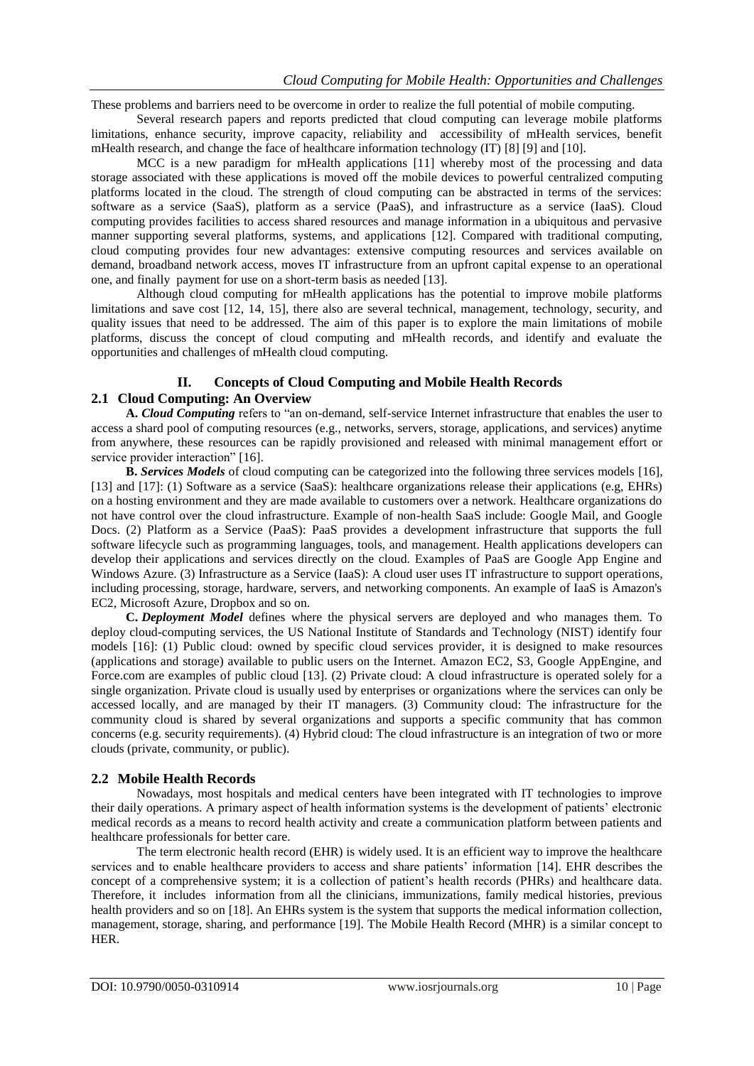These problems and barriers need to be overcome in order to realize the full potential of mobile computing.

Several research papers and reports predicted that cloud computing can leverage mobile platforms limitations, enhance security, improve capacity, reliability and accessibility of mHealth services, benefit mHealth research, and change the face of healthcare information technology (IT) [8] [9] and [10].

MCC is a new paradigm for mHealth applications [11] whereby most of the processing and data storage associated with these applications is moved off the mobile devices to powerful centralized computing platforms located in the cloud. The strength of cloud computing can be abstracted in terms of the services: software as a service (SaaS), platform as a service (PaaS), and infrastructure as a service (IaaS). Cloud computing provides facilities to access shared resources and manage information in a ubiquitous and pervasive manner supporting several platforms, systems, and applications [12]. Compared with traditional computing, cloud computing provides four new advantages: extensive computing resources and services available on demand, broadband network access, moves IT infrastructure from an upfront capital expense to an operational one, and finally payment for use on a short-term basis as needed [13].

Although cloud computing for mHealth applications has the potential to improve mobile platforms limitations and save cost [12, 14, 15], there also are several technical, management, technology, security, and quality issues that need to be addressed. The aim of this paper is to explore the main limitations of mobile platforms, discuss the concept of cloud computing and mHealth records, and identify and evaluate the opportunities and challenges of mHealth cloud computing.

# II. Concepts of Cloud Computing and Mobile Health Records

## 2.1 Cloud Computing: An Overview

**A.** ***Cloud Computing*** refers to "an on-demand, self-service Internet infrastructure that enables the user to access a shard pool of computing resources (e.g., networks, servers, storage, applications, and services) anytime from anywhere, these resources can be rapidly provisioned and released with minimal management effort or service provider interaction" [16].

**B.** ***Services Models*** of cloud computing can be categorized into the following three services models [16], [13] and [17]: (1) Software as a service (SaaS): healthcare organizations release their applications (e.g, EHRs) on a hosting environment and they are made available to customers over a network. Healthcare organizations do not have control over the cloud infrastructure. Example of non-health SaaS include: Google Mail, and Google Docs. (2) Platform as a Service (PaaS): PaaS provides a development infrastructure that supports the full software lifecycle such as programming languages, tools, and management. Health applications developers can develop their applications and services directly on the cloud. Examples of PaaS are Google App Engine and Windows Azure. (3) Infrastructure as a Service (IaaS): A cloud user uses IT infrastructure to support operations, including processing, storage, hardware, servers, and networking components. An example of IaaS is Amazon's EC2, Microsoft Azure, Dropbox and so on.

**C.** ***Deployment Model*** defines where the physical servers are deployed and who manages them. To deploy cloud-computing services, the US National Institute of Standards and Technology (NIST) identify four models [16]: (1) Public cloud: owned by specific cloud services provider, it is designed to make resources (applications and storage) available to public users on the Internet. Amazon EC2, S3, Google AppEngine, and Force.com are examples of public cloud [13]. (2) Private cloud: A cloud infrastructure is operated solely for a single organization. Private cloud is usually used by enterprises or organizations where the services can only be accessed locally, and are managed by their IT managers. (3) Community cloud: The infrastructure for the community cloud is shared by several organizations and supports a specific community that has common concerns (e.g. security requirements). (4) Hybrid cloud: The cloud infrastructure is an integration of two or more clouds (private, community, or public).

## 2.2 Mobile Health Records

Nowadays, most hospitals and medical centers have been integrated with IT technologies to improve their daily operations. A primary aspect of health information systems is the development of patients' electronic medical records as a means to record health activity and create a communication platform between patients and healthcare professionals for better care.

The term electronic health record (EHR) is widely used. It is an efficient way to improve the healthcare services and to enable healthcare providers to access and share patients' information [14]. EHR describes the concept of a comprehensive system; it is a collection of patient's health records (PHRs) and healthcare data. Therefore, it includes information from all the clinicians, immunizations, family medical histories, previous health providers and so on [18]. An EHRs system is the system that supports the medical information collection, management, storage, sharing, and performance [19]. The Mobile Health Record (MHR) is a similar concept to HER.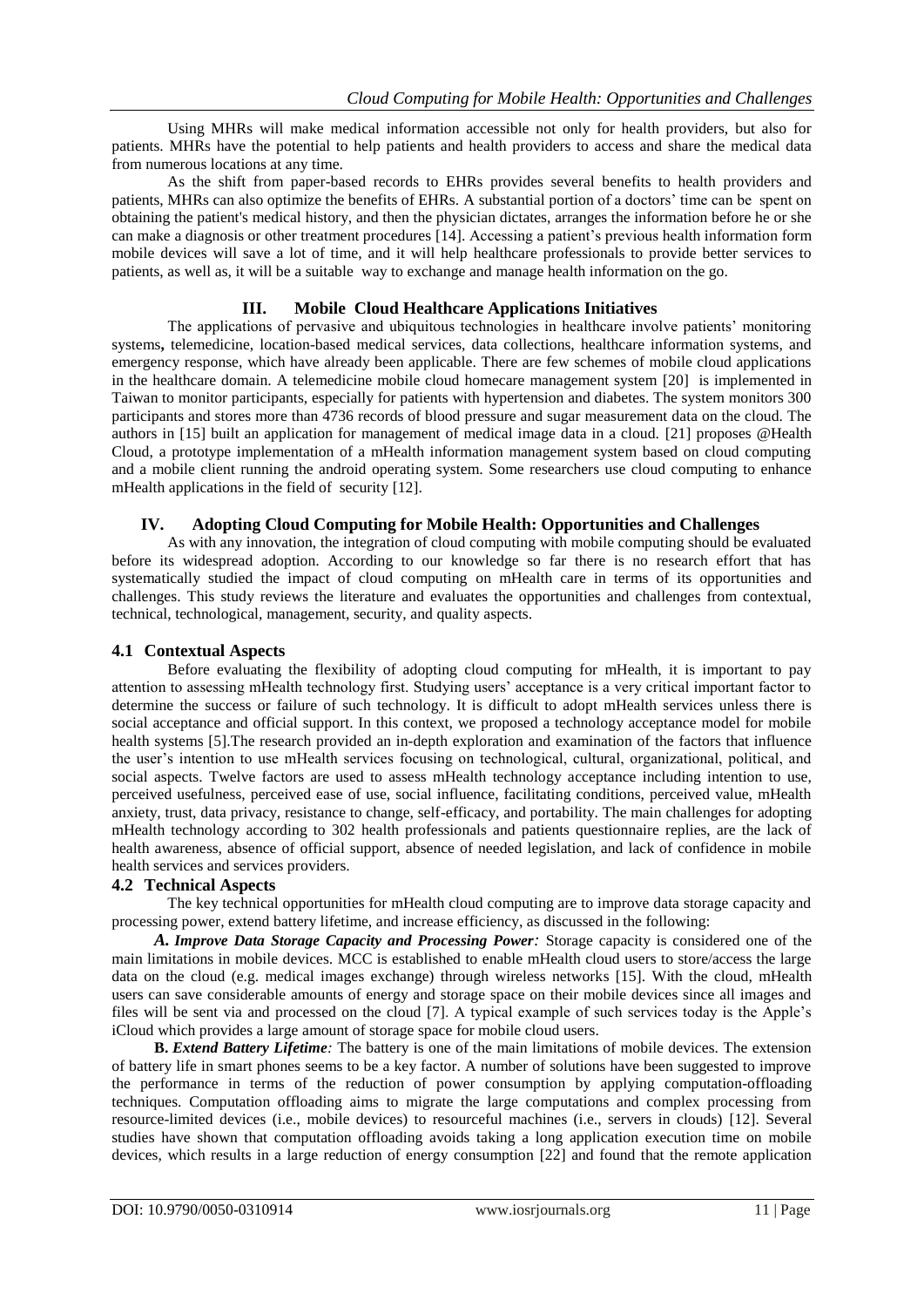Using MHRs will make medical information accessible not only for health providers, but also for patients. MHRs have the potential to help patients and health providers to access and share the medical data from numerous locations at any time.

As the shift from paper-based records to EHRs provides several benefits to health providers and patients, MHRs can also optimize the benefits of EHRs. A substantial portion of a doctors' time can be spent on obtaining the patient's medical history, and then the physician dictates, arranges the information before he or she can make a diagnosis or other treatment procedures [14]. Accessing a patient's previous health information form mobile devices will save a lot of time, and it will help healthcare professionals to provide better services to patients, as well as, it will be a suitable way to exchange and manage health information on the go.

## III. Mobile Cloud Healthcare Applications Initiatives

The applications of pervasive and ubiquitous technologies in healthcare involve patients' monitoring systems**,** telemedicine, location-based medical services, data collections, healthcare information systems, and emergency response, which have already been applicable. There are few schemes of mobile cloud applications in the healthcare domain. A telemedicine mobile cloud homecare management system [20] is implemented in Taiwan to monitor participants, especially for patients with hypertension and diabetes. The system monitors 300 participants and stores more than 4736 records of blood pressure and sugar measurement data on the cloud. The authors in [15] built an application for management of medical image data in a cloud. [21] proposes @Health Cloud, a prototype implementation of a mHealth information management system based on cloud computing and a mobile client running the android operating system. Some researchers use cloud computing to enhance mHealth applications in the field of security [12].

## IV. Adopting Cloud Computing for Mobile Health: Opportunities and Challenges

As with any innovation, the integration of cloud computing with mobile computing should be evaluated before its widespread adoption. According to our knowledge so far there is no research effort that has systematically studied the impact of cloud computing on mHealth care in terms of its opportunities and challenges. This study reviews the literature and evaluates the opportunities and challenges from contextual, technical, technological, management, security, and quality aspects.

### 4.1 Contextual Aspects

Before evaluating the flexibility of adopting cloud computing for mHealth, it is important to pay attention to assessing mHealth technology first. Studying users' acceptance is a very critical important factor to determine the success or failure of such technology. It is difficult to adopt mHealth services unless there is social acceptance and official support. In this context, we proposed a technology acceptance model for mobile health systems [5].The research provided an in-depth exploration and examination of the factors that influence the user's intention to use mHealth services focusing on technological, cultural, organizational, political, and social aspects. Twelve factors are used to assess mHealth technology acceptance including intention to use, perceived usefulness, perceived ease of use, social influence, facilitating conditions, perceived value, mHealth anxiety, trust, data privacy, resistance to change, self-efficacy, and portability. The main challenges for adopting mHealth technology according to 302 health professionals and patients questionnaire replies, are the lack of health awareness, absence of official support, absence of needed legislation, and lack of confidence in mobile health services and services providers.

### 4.2 Technical Aspects

The key technical opportunities for mHealth cloud computing are to improve data storage capacity and processing power, extend battery lifetime, and increase efficiency, as discussed in the following:

***A. Improve Data Storage Capacity and Processing Power****:* Storage capacity is considered one of the main limitations in mobile devices. MCC is established to enable mHealth cloud users to store/access the large data on the cloud (e.g. medical images exchange) through wireless networks [15]. With the cloud, mHealth users can save considerable amounts of energy and storage space on their mobile devices since all images and files will be sent via and processed on the cloud [7]. A typical example of such services today is the Apple's iCloud which provides a large amount of storage space for mobile cloud users.

**B.** ***Extend Battery Lifetime****:* The battery is one of the main limitations of mobile devices. The extension of battery life in smart phones seems to be a key factor. A number of solutions have been suggested to improve the performance in terms of the reduction of power consumption by applying computation-offloading techniques. Computation offloading aims to migrate the large computations and complex processing from resource-limited devices (i.e., mobile devices) to resourceful machines (i.e., servers in clouds) [12]. Several studies have shown that computation offloading avoids taking a long application execution time on mobile devices, which results in a large reduction of energy consumption [22] and found that the remote application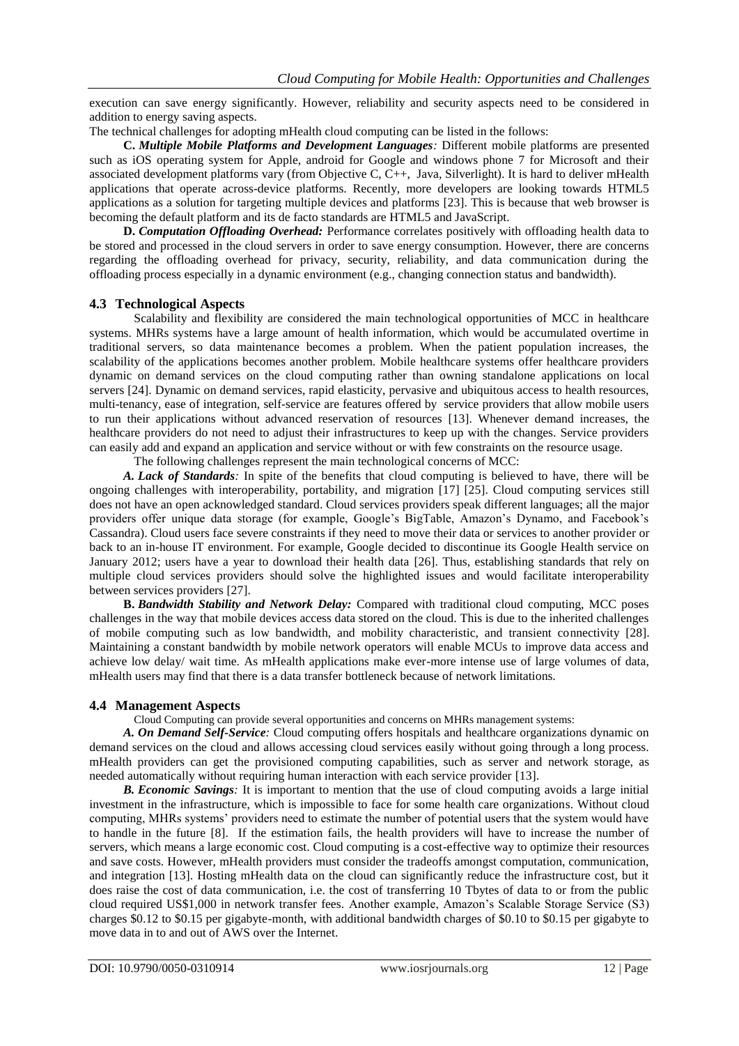execution can save energy significantly. However, reliability and security aspects need to be considered in addition to energy saving aspects.

The technical challenges for adopting mHealth cloud computing can be listed in the follows:

**C.** ***Multiple Mobile Platforms and Development Languages****:* Different mobile platforms are presented such as iOS operating system for Apple, android for Google and windows phone 7 for Microsoft and their associated development platforms vary (from Objective C, C++, Java, Silverlight). It is hard to deliver mHealth applications that operate across-device platforms. Recently, more developers are looking towards HTML5 applications as a solution for targeting multiple devices and platforms [23]. This is because that web browser is becoming the default platform and its de facto standards are HTML5 and JavaScript.

**D.** ***Computation Offloading Overhead:*** Performance correlates positively with offloading health data to be stored and processed in the cloud servers in order to save energy consumption. However, there are concerns regarding the offloading overhead for privacy, security, reliability, and data communication during the offloading process especially in a dynamic environment (e.g., changing connection status and bandwidth).

### 4.3 Technological Aspects

Scalability and flexibility are considered the main technological opportunities of MCC in healthcare systems. MHRs systems have a large amount of health information, which would be accumulated overtime in traditional servers, so data maintenance becomes a problem. When the patient population increases, the scalability of the applications becomes another problem. Mobile healthcare systems offer healthcare providers dynamic on demand services on the cloud computing rather than owning standalone applications on local servers [24]. Dynamic on demand services, rapid elasticity, pervasive and ubiquitous access to health resources, multi-tenancy, ease of integration, self-service are features offered by service providers that allow mobile users to run their applications without advanced reservation of resources [13]. Whenever demand increases, the healthcare providers do not need to adjust their infrastructures to keep up with the changes. Service providers can easily add and expand an application and service without or with few constraints on the resource usage.

The following challenges represent the main technological concerns of MCC:

***A. Lack of Standards****:* In spite of the benefits that cloud computing is believed to have, there will be ongoing challenges with interoperability, portability, and migration [17] [25]. Cloud computing services still does not have an open acknowledged standard. Cloud services providers speak different languages; all the major providers offer unique data storage (for example, Google's BigTable, Amazon's Dynamo, and Facebook's Cassandra). Cloud users face severe constraints if they need to move their data or services to another provider or back to an in-house IT environment. For example, Google decided to discontinue its Google Health service on January 2012; users have a year to download their health data [26]. Thus, establishing standards that rely on multiple cloud services providers should solve the highlighted issues and would facilitate interoperability between services providers [27].

**B.** ***Bandwidth Stability and Network Delay:*** Compared with traditional cloud computing, MCC poses challenges in the way that mobile devices access data stored on the cloud. This is due to the inherited challenges of mobile computing such as low bandwidth, and mobility characteristic, and transient connectivity [28]. Maintaining a constant bandwidth by mobile network operators will enable MCUs to improve data access and achieve low delay/ wait time. As mHealth applications make ever-more intense use of large volumes of data, mHealth users may find that there is a data transfer bottleneck because of network limitations.

### 4.4 Management Aspects

Cloud Computing can provide several opportunities and concerns on MHRs management systems:

***A. On Demand Self-Service****:* Cloud computing offers hospitals and healthcare organizations dynamic on demand services on the cloud and allows accessing cloud services easily without going through a long process. mHealth providers can get the provisioned computing capabilities, such as server and network storage, as needed automatically without requiring human interaction with each service provider [13].

***B. Economic Savings****:* It is important to mention that the use of cloud computing avoids a large initial investment in the infrastructure, which is impossible to face for some health care organizations. Without cloud computing, MHRs systems' providers need to estimate the number of potential users that the system would have to handle in the future [8]. If the estimation fails, the health providers will have to increase the number of servers, which means a large economic cost. Cloud computing is a cost-effective way to optimize their resources and save costs. However, mHealth providers must consider the tradeoffs amongst computation, communication, and integration [13]. Hosting mHealth data on the cloud can significantly reduce the infrastructure cost, but it does raise the cost of data communication, i.e. the cost of transferring 10 Tbytes of data to or from the public cloud required US$1,000 in network transfer fees. Another example, Amazon's Scalable Storage Service (S3) charges $0.12 to $0.15 per gigabyte-month, with additional bandwidth charges of $0.10 to $0.15 per gigabyte to move data in to and out of AWS over the Internet.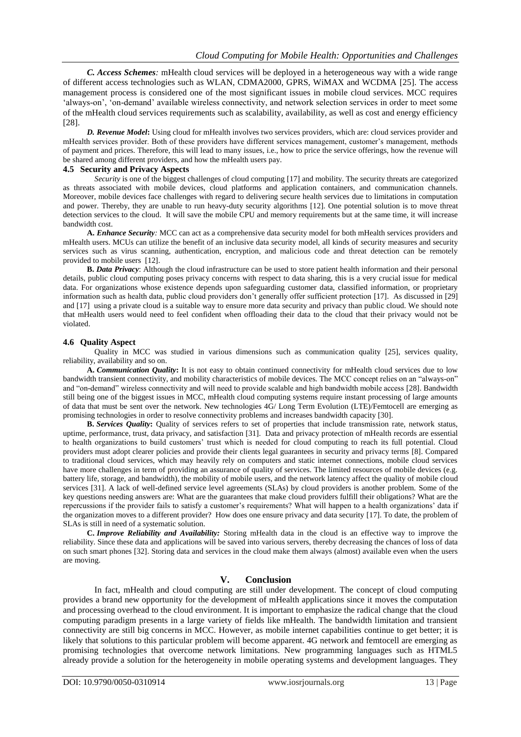***C. Access Schemes:*** mHealth cloud services will be deployed in a heterogeneous way with a wide range of different access technologies such as WLAN, CDMA2000, GPRS, WiMAX and WCDMA [25]. The access management process is considered one of the most significant issues in mobile cloud services. MCC requires 'always-on', 'on-demand' available wireless connectivity, and network selection services in order to meet some of the mHealth cloud services requirements such as scalability, availability, as well as cost and energy efficiency [28].

***D. Revenue Model*:** Using cloud for mHealth involves two services providers, which are: cloud services provider and mHealth services provider. Both of these providers have different services management, customer's management, methods of payment and prices. Therefore, this will lead to many issues, i.e., how to price the service offerings, how the revenue will be shared among different providers, and how the mHealth users pay.

### 4.5 Security and Privacy Aspects

*Security* is one of the biggest challenges of cloud computing [17] and mobility. The security threats are categorized as threats associated with mobile devices, cloud platforms and application containers, and communication channels. Moreover, mobile devices face challenges with regard to delivering secure health services due to limitations in computation and power. Thereby, they are unable to run heavy-duty security algorithms [12]. One potential solution is to move threat detection services to the cloud. It will save the mobile CPU and memory requirements but at the same time, it will increase bandwidth cost.

**A. *Enhance Security:*** MCC can act as a comprehensive data security model for both mHealth services providers and mHealth users. MCUs can utilize the benefit of an inclusive data security model, all kinds of security measures and security services such as virus scanning, authentication, encryption, and malicious code and threat detection can be remotely provided to mobile users [12].

**B. *Data Privacy*:** Although the cloud infrastructure can be used to store patient health information and their personal details, public cloud computing poses privacy concerns with respect to data sharing, this is a very crucial issue for medical data. For organizations whose existence depends upon safeguarding customer data, classified information, or proprietary information such as health data, public cloud providers don't generally offer sufficient protection [17]. As discussed in [29] and [17] using a private cloud is a suitable way to ensure more data security and privacy than public cloud. We should note that mHealth users would need to feel confident when offloading their data to the cloud that their privacy would not be violated.

### 4.6 Quality Aspect

Quality in MCC was studied in various dimensions such as communication quality [25], services quality, reliability, availability and so on.

**A. *Communication Quality*:** It is not easy to obtain continued connectivity for mHealth cloud services due to low bandwidth transient connectivity, and mobility characteristics of mobile devices. The MCC concept relies on an "always-on" and "on-demand" wireless connectivity and will need to provide scalable and high bandwidth mobile access [28]. Bandwidth still being one of the biggest issues in MCC, mHealth cloud computing systems require instant processing of large amounts of data that must be sent over the network. New technologies 4G/ Long Term Evolution (LTE)/Femtocell are emerging as promising technologies in order to resolve connectivity problems and increases bandwidth capacity [30].

**B. *Services Quality*:** Quality of services refers to set of properties that include transmission rate, network status, uptime, performance, trust, data privacy, and satisfaction [31]. Data and privacy protection of mHealth records are essential to health organizations to build customers' trust which is needed for cloud computing to reach its full potential. Cloud providers must adopt clearer policies and provide their clients legal guarantees in security and privacy terms [8]. Compared to traditional cloud services, which may heavily rely on computers and static internet connections, mobile cloud services have more challenges in term of providing an assurance of quality of services. The limited resources of mobile devices (e.g. battery life, storage, and bandwidth), the mobility of mobile users, and the network latency affect the quality of mobile cloud services [31]. A lack of well-defined service level agreements (SLAs) by cloud providers is another problem. Some of the key questions needing answers are: What are the guarantees that make cloud providers fulfill their obligations? What are the repercussions if the provider fails to satisfy a customer's requirements? What will happen to a health organizations' data if the organization moves to a different provider? How does one ensure privacy and data security [17]. To date, the problem of SLAs is still in need of a systematic solution.

**C. *Improve Reliability and Availability:*** Storing mHealth data in the cloud is an effective way to improve the reliability. Since these data and applications will be saved into various servers, thereby decreasing the chances of loss of data on such smart phones [32]. Storing data and services in the cloud make them always (almost) available even when the users are moving.

## V. Conclusion

In fact, mHealth and cloud computing are still under development. The concept of cloud computing provides a brand new opportunity for the development of mHealth applications since it moves the computation and processing overhead to the cloud environment. It is important to emphasize the radical change that the cloud computing paradigm presents in a large variety of fields like mHealth. The bandwidth limitation and transient connectivity are still big concerns in MCC. However, as mobile internet capabilities continue to get better; it is likely that solutions to this particular problem will become apparent. 4G network and femtocell are emerging as promising technologies that overcome network limitations. New programming languages such as HTML5 already provide a solution for the heterogeneity in mobile operating systems and development languages. They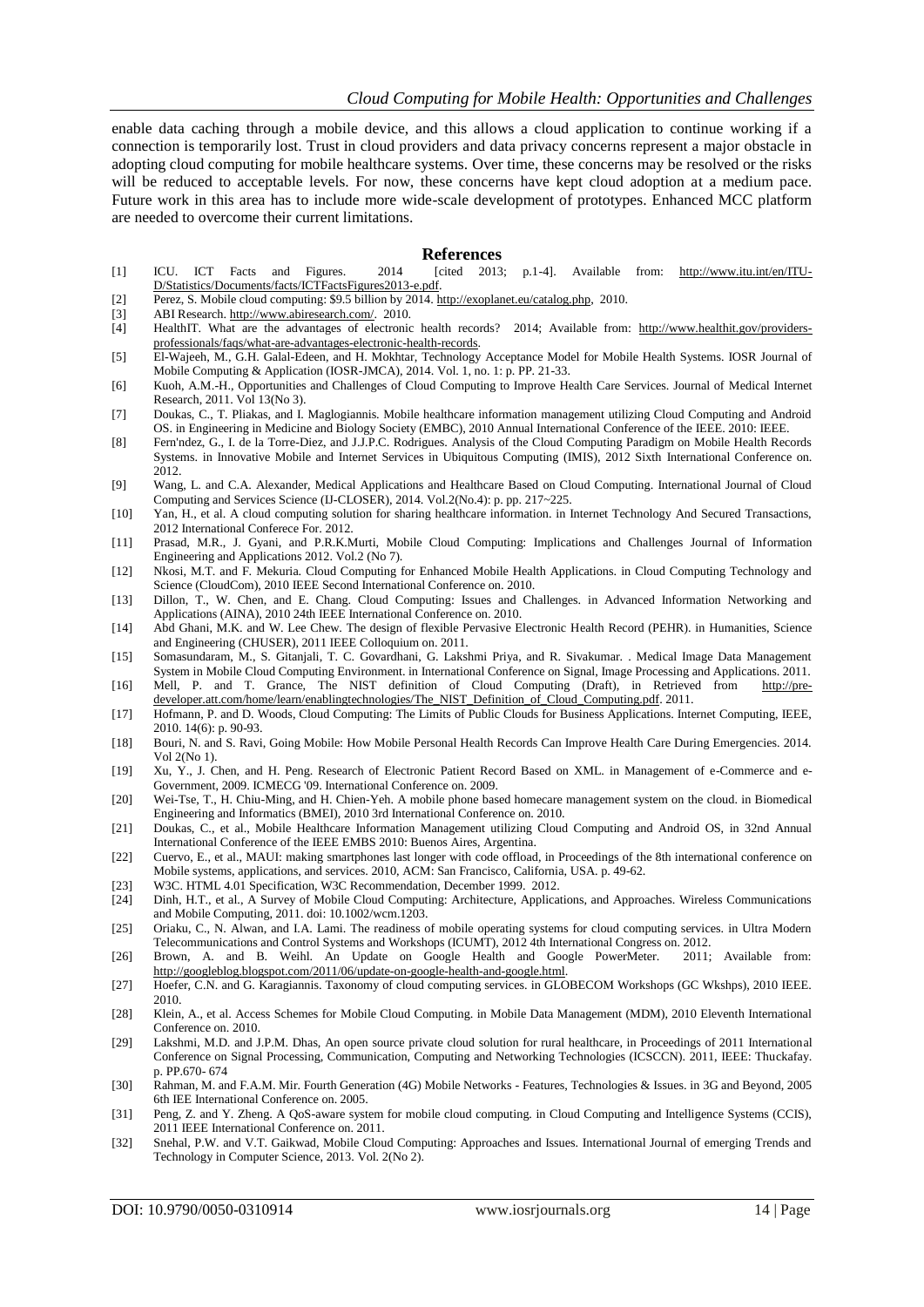enable data caching through a mobile device, and this allows a cloud application to continue working if a connection is temporarily lost. Trust in cloud providers and data privacy concerns represent a major obstacle in adopting cloud computing for mobile healthcare systems. Over time, these concerns may be resolved or the risks will be reduced to acceptable levels. For now, these concerns have kept cloud adoption at a medium pace. Future work in this area has to include more wide-scale development of prototypes. Enhanced MCC platform are needed to overcome their current limitations.

## References

[1] ICU. ICT Facts and Figures. 2014 [cited 2013; p.1-4]. Available from: http://www.itu.int/en/ITU-D/Statistics/Documents/facts/ICTFactsFigures2013-e.pdf.

[2] Perez, S. Mobile cloud computing: $9.5 billion by 2014. http://exoplanet.eu/catalog.php, 2010.

[3] ABI Research. http://www.abiresearch.com/. 2010.

[4] HealthIT. What are the advantages of electronic health records? 2014; Available from: http://www.healthit.gov/providers-professionals/faqs/what-are-advantages-electronic-health-records.

[5] El-Wajeeh, M., G.H. Galal-Edeen, and H. Mokhtar, Technology Acceptance Model for Mobile Health Systems. IOSR Journal of Mobile Computing & Application (IOSR-JMCA), 2014. Vol. 1, no. 1: p. PP. 21-33.

[6] Kuoh, A.M.-H., Opportunities and Challenges of Cloud Computing to Improve Health Care Services. Journal of Medical Internet Research, 2011. Vol 13(No 3).

[7] Doukas, C., T. Pliakas, and I. Maglogiannis. Mobile healthcare information management utilizing Cloud Computing and Android OS. in Engineering in Medicine and Biology Society (EMBC), 2010 Annual International Conference of the IEEE. 2010: IEEE.

[8] Fern'ndez, G., I. de la Torre-Diez, and J.J.P.C. Rodrigues. Analysis of the Cloud Computing Paradigm on Mobile Health Records Systems. in Innovative Mobile and Internet Services in Ubiquitous Computing (IMIS), 2012 Sixth International Conference on. 2012.

[9] Wang, L. and C.A. Alexander, Medical Applications and Healthcare Based on Cloud Computing. International Journal of Cloud Computing and Services Science (IJ-CLOSER), 2014. Vol.2(No.4): p. pp. 217~225.

[10] Yan, H., et al. A cloud computing solution for sharing healthcare information. in Internet Technology And Secured Transactions, 2012 International Conferece For. 2012.

[11] Prasad, M.R., J. Gyani, and P.R.K.Murti, Mobile Cloud Computing: Implications and Challenges Journal of Information Engineering and Applications 2012. Vol.2 (No 7).

[12] Nkosi, M.T. and F. Mekuria. Cloud Computing for Enhanced Mobile Health Applications. in Cloud Computing Technology and Science (CloudCom), 2010 IEEE Second International Conference on. 2010.

[13] Dillon, T., W. Chen, and E. Chang. Cloud Computing: Issues and Challenges. in Advanced Information Networking and Applications (AINA), 2010 24th IEEE International Conference on. 2010.

[14] Abd Ghani, M.K. and W. Lee Chew. The design of flexible Pervasive Electronic Health Record (PEHR). in Humanities, Science and Engineering (CHUSER), 2011 IEEE Colloquium on. 2011.

[15] Somasundaram, M., S. Gitanjali, T. C. Govardhani, G. Lakshmi Priya, and R. Sivakumar. . Medical Image Data Management System in Mobile Cloud Computing Environment. in International Conference on Signal, Image Processing and Applications. 2011.

[16] Mell, P. and T. Grance, The NIST definition of Cloud Computing (Draft), in Retrieved from http://pre-developer.att.com/home/learn/enablingtechnologies/The_NIST_Definition_of_Cloud_Computing.pdf. 2011.

[17] Hofmann, P. and D. Woods, Cloud Computing: The Limits of Public Clouds for Business Applications. Internet Computing, IEEE, 2010. 14(6): p. 90-93.

[18] Bouri, N. and S. Ravi, Going Mobile: How Mobile Personal Health Records Can Improve Health Care During Emergencies. 2014. Vol 2(No 1).

[19] Xu, Y., J. Chen, and H. Peng. Research of Electronic Patient Record Based on XML. in Management of e-Commerce and e-Government, 2009. ICMECG '09. International Conference on. 2009.

[20] Wei-Tse, T., H. Chiu-Ming, and H. Chien-Yeh. A mobile phone based homecare management system on the cloud. in Biomedical Engineering and Informatics (BMEI), 2010 3rd International Conference on. 2010.

[21] Doukas, C., et al., Mobile Healthcare Information Management utilizing Cloud Computing and Android OS, in 32nd Annual International Conference of the IEEE EMBS 2010: Buenos Aires, Argentina.

[22] Cuervo, E., et al., MAUI: making smartphones last longer with code offload, in Proceedings of the 8th international conference on Mobile systems, applications, and services. 2010, ACM: San Francisco, California, USA. p. 49-62.

[23] W3C. HTML 4.01 Specification, W3C Recommendation, December 1999. 2012.

[24] Dinh, H.T., et al., A Survey of Mobile Cloud Computing: Architecture, Applications, and Approaches. Wireless Communications and Mobile Computing, 2011. doi: 10.1002/wcm.1203.

[25] Oriaku, C., N. Alwan, and I.A. Lami. The readiness of mobile operating systems for cloud computing services. in Ultra Modern Telecommunications and Control Systems and Workshops (ICUMT), 2012 4th International Congress on. 2012.

[26] Brown, A. and B. Weihl. An Update on Google Health and Google PowerMeter. 2011; Available from: http://googleblog.blogspot.com/2011/06/update-on-google-health-and-google.html.

[27] Hoefer, C.N. and G. Karagiannis. Taxonomy of cloud computing services. in GLOBECOM Workshops (GC Wkshps), 2010 IEEE. 2010.

[28] Klein, A., et al. Access Schemes for Mobile Cloud Computing. in Mobile Data Management (MDM), 2010 Eleventh International Conference on. 2010.

[29] Lakshmi, M.D. and J.P.M. Dhas, An open source private cloud solution for rural healthcare, in Proceedings of 2011 International Conference on Signal Processing, Communication, Computing and Networking Technologies (ICSCCN). 2011, IEEE: Thuckafay. p. PP.670- 674

[30] Rahman, M. and F.A.M. Mir. Fourth Generation (4G) Mobile Networks - Features, Technologies & Issues. in 3G and Beyond, 2005 6th IEE International Conference on. 2005.

[31] Peng, Z. and Y. Zheng. A QoS-aware system for mobile cloud computing. in Cloud Computing and Intelligence Systems (CCIS), 2011 IEEE International Conference on. 2011.

[32] Snehal, P.W. and V.T. Gaikwad, Mobile Cloud Computing: Approaches and Issues. International Journal of emerging Trends and Technology in Computer Science, 2013. Vol. 2(No 2).